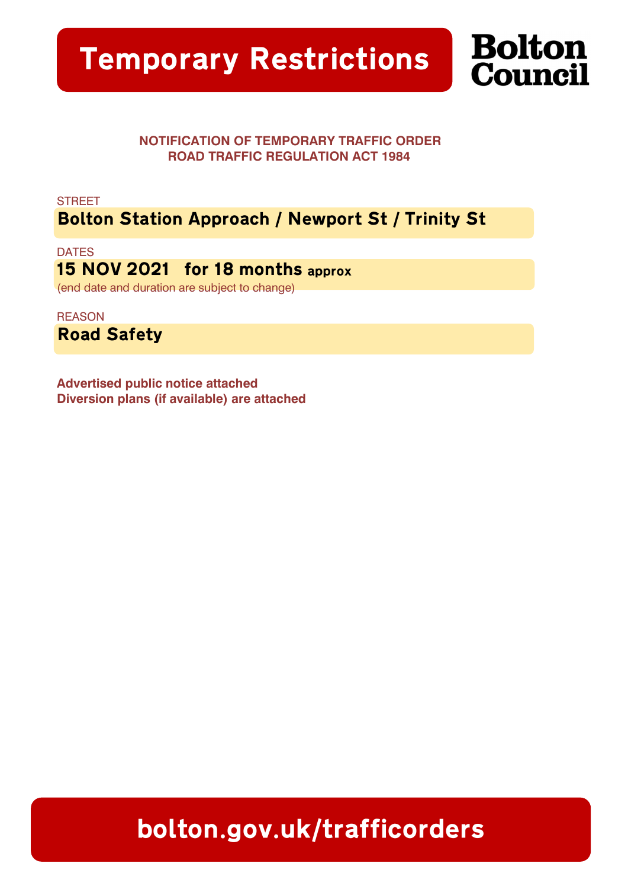# Temporary Restrictions

**Bolton Council**

**NOTIFICATION OF TEMPORARY TRAFFIC ORDER**
**ROAD TRAFFIC REGULATION ACT 1984**

STREET

**Bolton Station Approach / Newport St / Trinity St**

DATES

**15 NOV 2021 for 18 months approx**

(end date and duration are subject to change)

REASON

**Road Safety**

**Advertised public notice attached**
**Diversion plans (if available) are attached**

**bolton.gov.uk/trafficorders**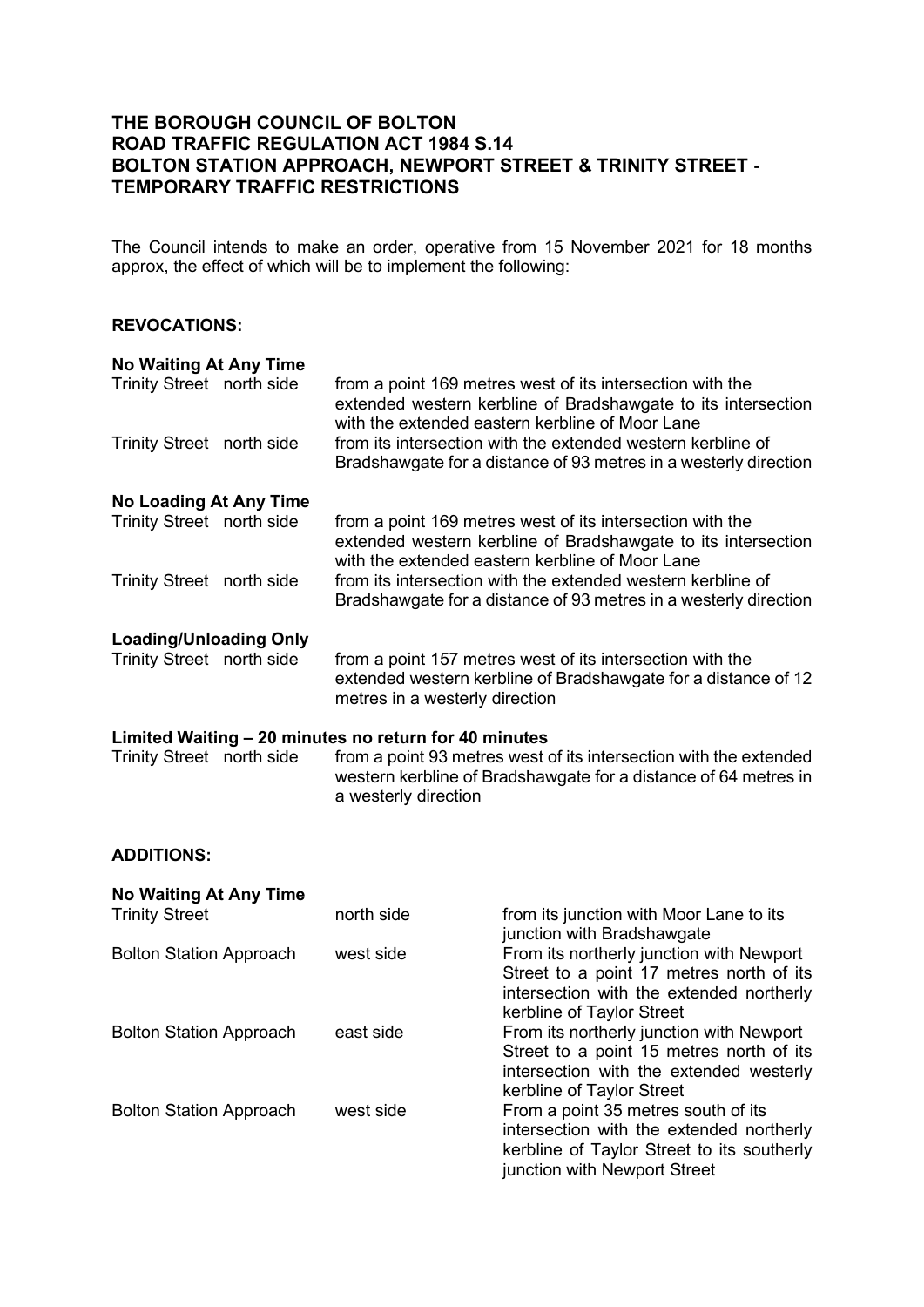**THE BOROUGH COUNCIL OF BOLTON**
**ROAD TRAFFIC REGULATION ACT 1984 S.14**
**BOLTON STATION APPROACH, NEWPORT STREET & TRINITY STREET - TEMPORARY TRAFFIC RESTRICTIONS**

The Council intends to make an order, operative from 15 November 2021 for 18 months approx, the effect of which will be to implement the following:

**REVOCATIONS:**

**No Waiting At Any Time**

| | | |
|---|---|---|
| Trinity Street | north side | from a point 169 metres west of its intersection with the extended western kerbline of Bradshawgate to its intersection with the extended eastern kerbline of Moor Lane |
| Trinity Street | north side | from its intersection with the extended western kerbline of Bradshawgate for a distance of 93 metres in a westerly direction |

**No Loading At Any Time**

| | | |
|---|---|---|
| Trinity Street | north side | from a point 169 metres west of its intersection with the extended western kerbline of Bradshawgate to its intersection with the extended eastern kerbline of Moor Lane |
| Trinity Street | north side | from its intersection with the extended western kerbline of Bradshawgate for a distance of 93 metres in a westerly direction |

**Loading/Unloading Only**

| | | |
|---|---|---|
| Trinity Street | north side | from a point 157 metres west of its intersection with the extended western kerbline of Bradshawgate for a distance of 12 metres in a westerly direction |

**Limited Waiting – 20 minutes no return for 40 minutes**

| | | |
|---|---|---|
| Trinity Street | north side | from a point 93 metres west of its intersection with the extended western kerbline of Bradshawgate for a distance of 64 metres in a westerly direction |

**ADDITIONS:**

**No Waiting At Any Time**

| | | |
|---|---|---|
| Trinity Street | north side | from its junction with Moor Lane to its junction with Bradshawgate |
| Bolton Station Approach | west side | From its northerly junction with Newport Street to a point 17 metres north of its intersection with the extended northerly kerbline of Taylor Street |
| Bolton Station Approach | east side | From its northerly junction with Newport Street to a point 15 metres north of its intersection with the extended westerly kerbline of Taylor Street |
| Bolton Station Approach | west side | From a point 35 metres south of its intersection with the extended northerly kerbline of Taylor Street to its southerly junction with Newport Street |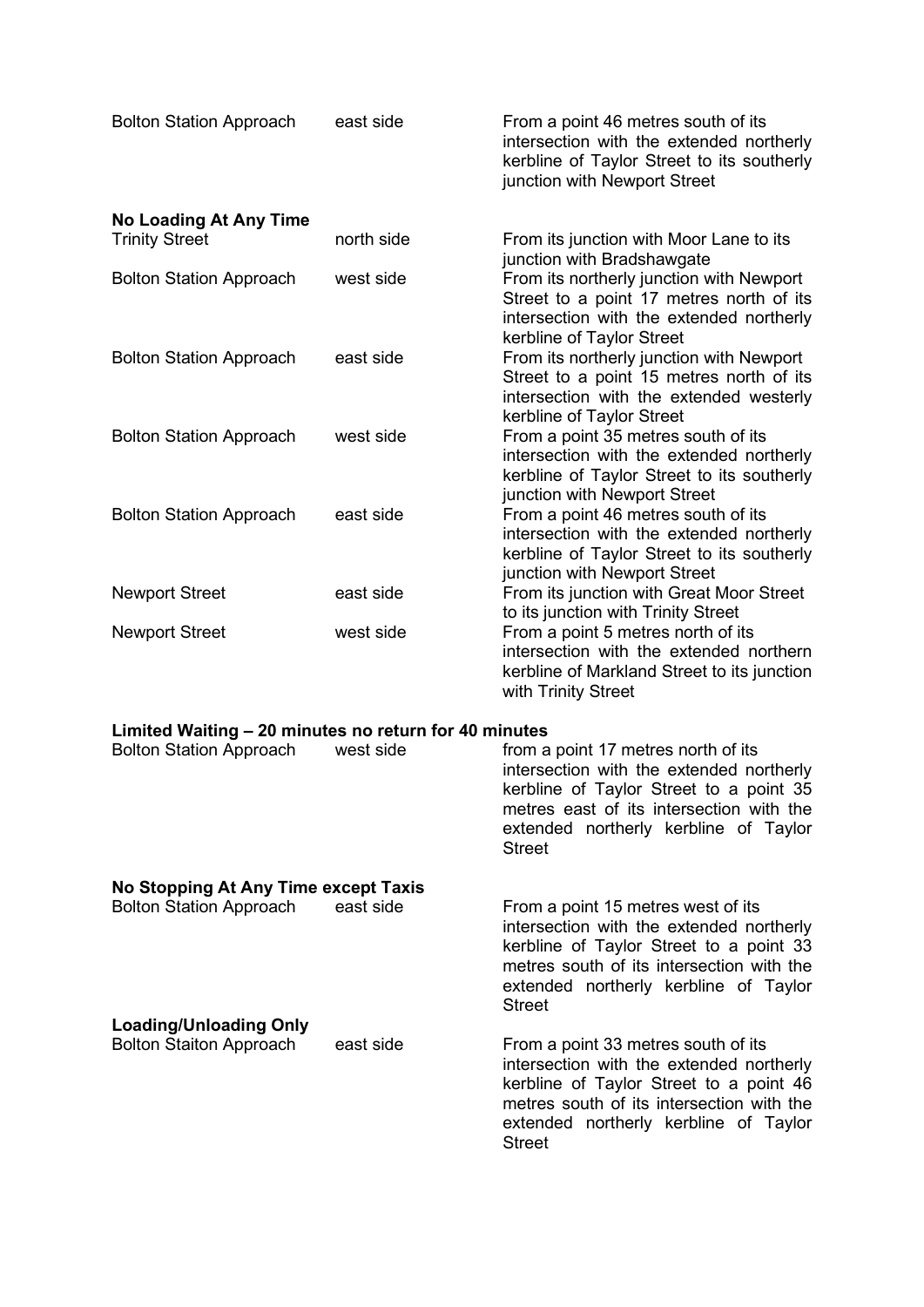| | | |
|---|---|---|
| Bolton Station Approach | east side | From a point 46 metres south of its intersection with the extended northerly kerbline of Taylor Street to its southerly junction with Newport Street |

**No Loading At Any Time**

| | | |
|---|---|---|
| Trinity Street | north side | From its junction with Moor Lane to its junction with Bradshawgate |
| Bolton Station Approach | west side | From its northerly junction with Newport Street to a point 17 metres north of its intersection with the extended northerly kerbline of Taylor Street |
| Bolton Station Approach | east side | From its northerly junction with Newport Street to a point 15 metres north of its intersection with the extended westerly kerbline of Taylor Street |
| Bolton Station Approach | west side | From a point 35 metres south of its intersection with the extended northerly kerbline of Taylor Street to its southerly junction with Newport Street |
| Bolton Station Approach | east side | From a point 46 metres south of its intersection with the extended northerly kerbline of Taylor Street to its southerly junction with Newport Street |
| Newport Street | east side | From its junction with Great Moor Street to its junction with Trinity Street |
| Newport Street | west side | From a point 5 metres north of its intersection with the extended northern kerbline of Markland Street to its junction with Trinity Street |

**Limited Waiting – 20 minutes no return for 40 minutes**

| | | |
|---|---|---|
| Bolton Station Approach | west side | from a point 17 metres north of its intersection with the extended northerly kerbline of Taylor Street to a point 35 metres east of its intersection with the extended northerly kerbline of Taylor Street |

**No Stopping At Any Time except Taxis**

| | | |
|---|---|---|
| Bolton Station Approach | east side | From a point 15 metres west of its intersection with the extended northerly kerbline of Taylor Street to a point 33 metres south of its intersection with the extended northerly kerbline of Taylor Street |

**Loading/Unloading Only**

| | | |
|---|---|---|
| Bolton Staiton Approach | east side | From a point 33 metres south of its intersection with the extended northerly kerbline of Taylor Street to a point 46 metres south of its intersection with the extended northerly kerbline of Taylor Street |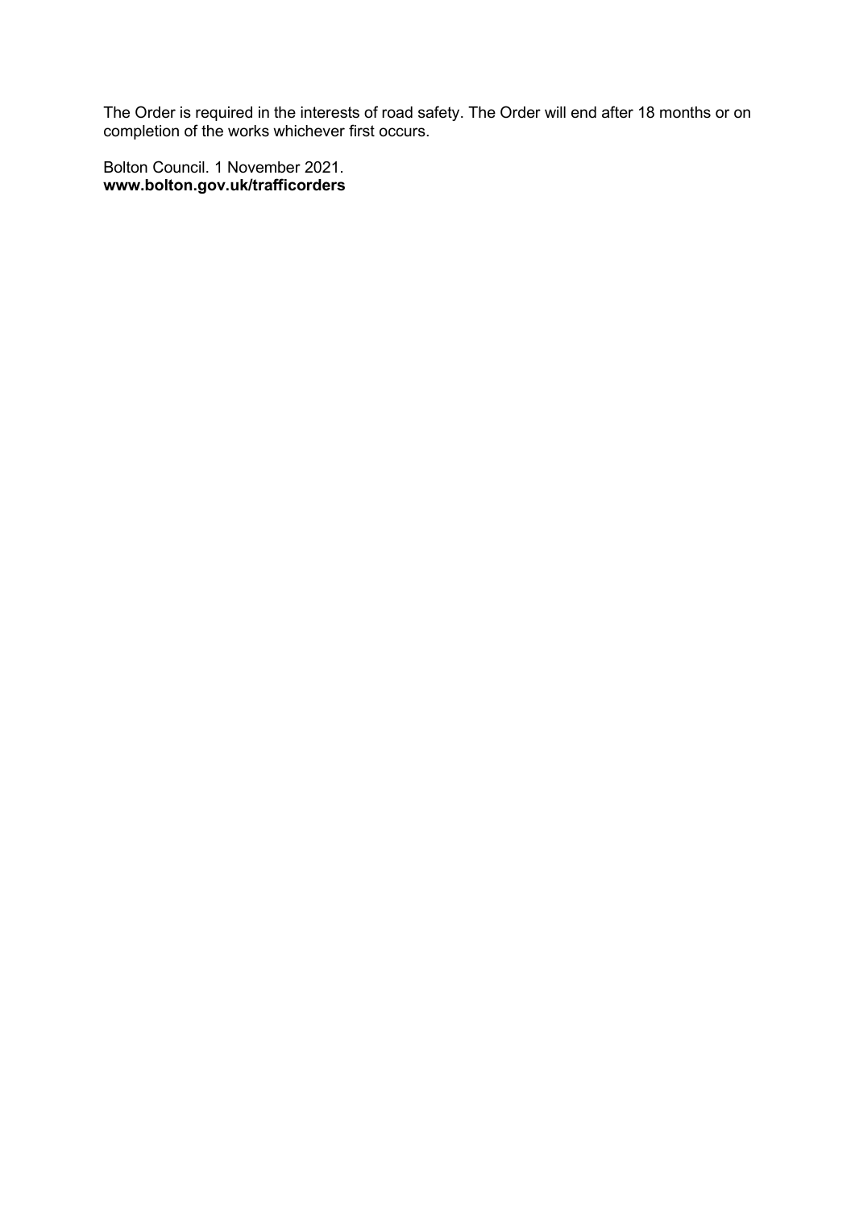The Order is required in the interests of road safety. The Order will end after 18 months or on completion of the works whichever first occurs.

Bolton Council. 1 November 2021.
**www.bolton.gov.uk/trafficorders**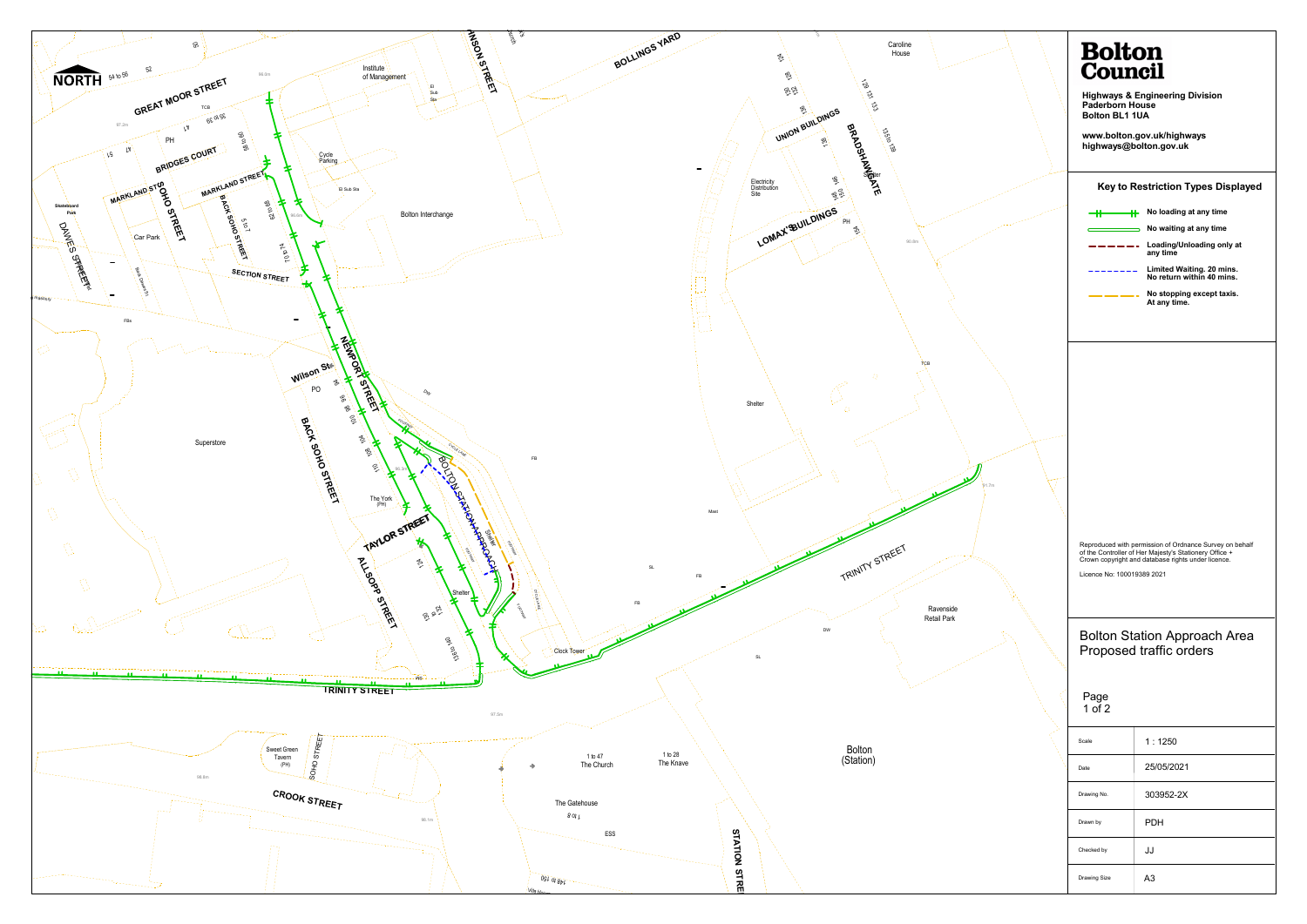# Bolton Council

**Highways & Engineering Division**
**Paderborn House**
**Bolton BL1 1UA**

**www.bolton.gov.uk/highways**
**highways@bolton.gov.uk**

## Key to Restriction Types Displayed

- No loading at any time
- No waiting at any time
- Loading/Unloading only at any time
- Limited Waiting. 20 mins. No return within 40 mins.
- No stopping except taxis. At any time.

Reproduced with permission of Ordnance Survey on behalf of the Controller of Her Majesty's Stationery Office + Crown copyright and database rights under licence.

Licence No: 100019389 2021

## Bolton Station Approach Area Proposed traffic orders

Page
1 of 2

| Scale | 1 : 1250 |
|---|---|
| Date | 25/05/2021 |
| Drawing No. | 303952-2X |
| Drawn by | PDH |
| Checked by | JJ |
| Drawing Size | A3 |

NORTH

GREAT MOOR STREET, BRIDGES COURT, MARKLAND STREET, SOHO STREET, BACK SOHO STREET, DAWES STREET, SECTION STREET, NEWPORT STREET, Wilson St, BACK SOHO STREET, TAYLOR STREET, ALLSOPP STREET, BOLTON STATION APPROACH, TRINITY STREET, CROOK STREET, STATION STREET, BOLLINGS YARD, UNION BUILDINGS, LOMAX'S BUILDINGS, BRADSHAWGATE

Institute of Management, Bolton Interchange, Cycle Parking, El Sub Sta, Skateboard Park, Car Park, Superstore, PO, The York (PH), Shelter, Clock Tower, Caroline House, Electricity Distribution Site, Mast, Ravenside Retail Park, Sweet Green Tavern (PH), 1 to 47 The Church, 1 to 28 The Knave, The Gatehouse, Bolton (Station)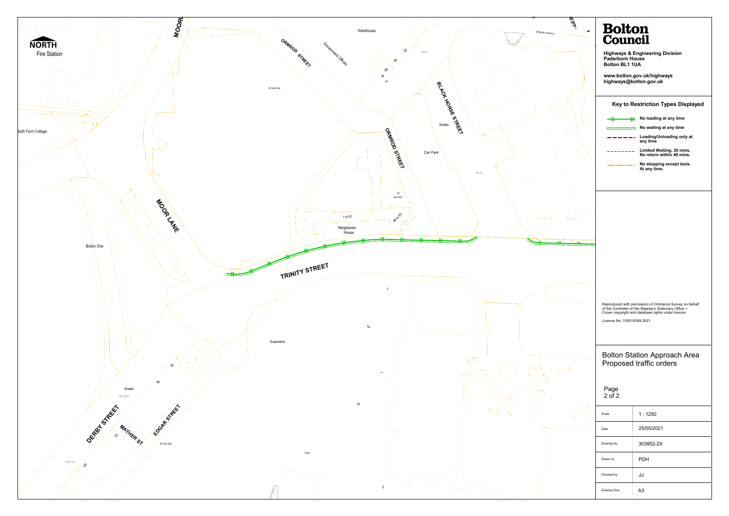# Bolton Council

**Highways & Engineering Division**
**Paderborn House**
**Bolton BL1 1UA**

**www.bolton.gov.uk/highways**
**highways@bolton.gov.uk**

## Key to Restriction Types Displayed

- No loading at any time
- No waiting at any time
- Loading/Unloading only at any time
- Limited Waiting. 20 mins. No return within 40 mins.
- No stopping except taxis. At any time.

Reproduced with permission of Ordnance Survey on behalf of the Controller of Her Majesty's Stationery Office + Crown copyright and database rights under licence.

Licence No: 100019389 2021

## Bolton Station Approach Area Proposed traffic orders

Page
2 of 2

| | |
|---|---|
| Scale | 1 : 1250 |
| Date | 25/05/2021 |
| Drawing No. | 303952-2X |
| Drawn by | PDH |
| Checked by | JJ |
| Drawing Size | A3 |

NORTH

Fire Station

Sixth Form College

MOOR LANE

Bolton One

ORMROD STREET

Government Offices

Warehouse

El Sub Sta

BLACK HORSE STREET

Shelter

Car Park

1 to 81

Hargreaves House

TRINITY STREET

Superstore

DERBY STREET

MATHER ST

EDGAR STREET

Shelter

El Sub Sta

Tank